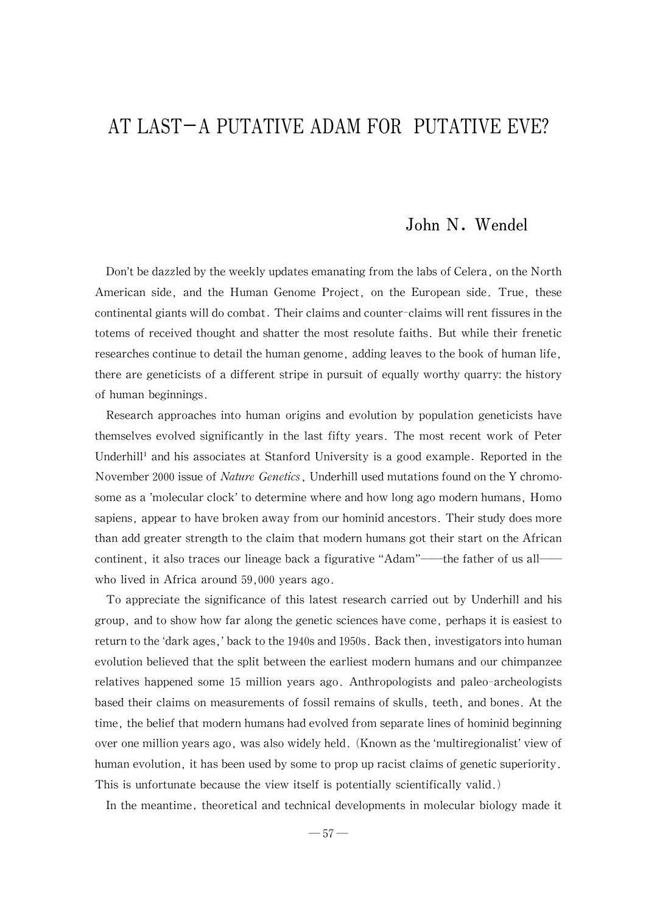# AT LAST—A PUTATIVE ADAM FOR PUTATIVE EVE?

John N. Wendel

Don't be dazzled by the weekly updates emanating from the labs of Celera, on the North American side, and the Human Genome Project, on the European side. True, these continental giants will do combat. Their claims and counter-claims will rent fissures in the totems of received thought and shatter the most resolute faiths. But while their frenetic researches continue to detail the human genome, adding leaves to the book of human life, there are geneticists of a different stripe in pursuit of equally worthy quarry: the history of human beginnings.

Research approaches into human origins and evolution by population geneticists have themselves evolved significantly in the last fifty years. The most recent work of Peter Underhill[1] and his associates at Stanford University is a good example. Reported in the November 2000 issue of *Nature Genetics*, Underhill used mutations found on the Y chromosome as a 'molecular clock' to determine where and how long ago modern humans, Homo sapiens, appear to have broken away from our hominid ancestors. Their study does more than add greater strength to the claim that modern humans got their start on the African continent, it also traces our lineage back a figurative "Adam"——the father of us all—— who lived in Africa around 59,000 years ago.

To appreciate the significance of this latest research carried out by Underhill and his group, and to show how far along the genetic sciences have come, perhaps it is easiest to return to the 'dark ages,' back to the 1940s and 1950s. Back then, investigators into human evolution believed that the split between the earliest modern humans and our chimpanzee relatives happened some 15 million years ago. Anthropologists and paleo-archeologists based their claims on measurements of fossil remains of skulls, teeth, and bones. At the time, the belief that modern humans had evolved from separate lines of hominid beginning over one million years ago, was also widely held. (Known as the 'multiregionalist' view of human evolution, it has been used by some to prop up racist claims of genetic superiority. This is unfortunate because the view itself is potentially scientifically valid.)

In the meantime, theoretical and technical developments in molecular biology made it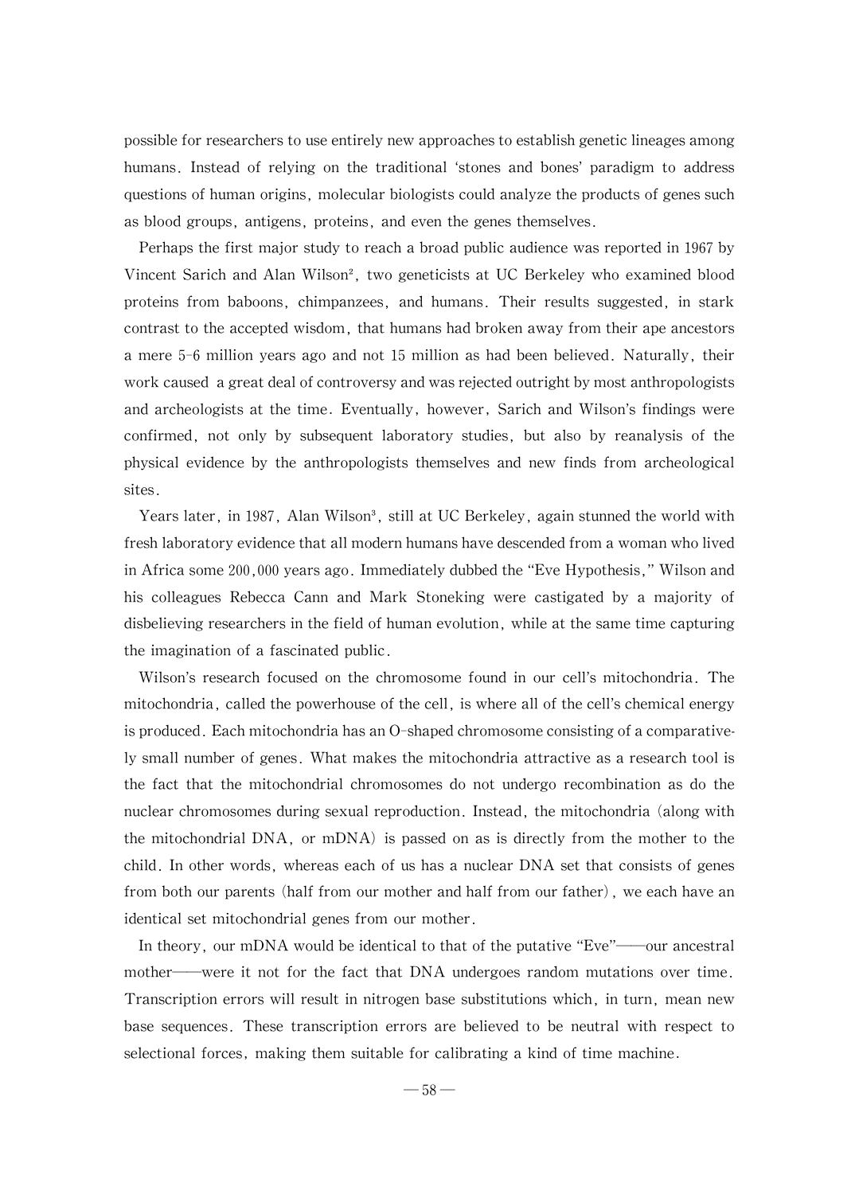possible for researchers to use entirely new approaches to establish genetic lineages among humans. Instead of relying on the traditional 'stones and bones' paradigm to address questions of human origins, molecular biologists could analyze the products of genes such as blood groups, antigens, proteins, and even the genes themselves.

Perhaps the first major study to reach a broad public audience was reported in 1967 by Vincent Sarich and Alan Wilson[2], two geneticists at UC Berkeley who examined blood proteins from baboons, chimpanzees, and humans. Their results suggested, in stark contrast to the accepted wisdom, that humans had broken away from their ape ancestors a mere 5-6 million years ago and not 15 million as had been believed. Naturally, their work caused a great deal of controversy and was rejected outright by most anthropologists and archeologists at the time. Eventually, however, Sarich and Wilson's findings were confirmed, not only by subsequent laboratory studies, but also by reanalysis of the physical evidence by the anthropologists themselves and new finds from archeological sites.

Years later, in 1987, Alan Wilson[3], still at UC Berkeley, again stunned the world with fresh laboratory evidence that all modern humans have descended from a woman who lived in Africa some 200,000 years ago. Immediately dubbed the "Eve Hypothesis," Wilson and his colleagues Rebecca Cann and Mark Stoneking were castigated by a majority of disbelieving researchers in the field of human evolution, while at the same time capturing the imagination of a fascinated public.

Wilson's research focused on the chromosome found in our cell's mitochondria. The mitochondria, called the powerhouse of the cell, is where all of the cell's chemical energy is produced. Each mitochondria has an O-shaped chromosome consisting of a comparatively small number of genes. What makes the mitochondria attractive as a research tool is the fact that the mitochondrial chromosomes do not undergo recombination as do the nuclear chromosomes during sexual reproduction. Instead, the mitochondria (along with the mitochondrial DNA, or mDNA) is passed on as is directly from the mother to the child. In other words, whereas each of us has a nuclear DNA set that consists of genes from both our parents (half from our mother and half from our father), we each have an identical set mitochondrial genes from our mother.

In theory, our mDNA would be identical to that of the putative "Eve"――our ancestral mother――were it not for the fact that DNA undergoes random mutations over time. Transcription errors will result in nitrogen base substitutions which, in turn, mean new base sequences. These transcription errors are believed to be neutral with respect to selectional forces, making them suitable for calibrating a kind of time machine.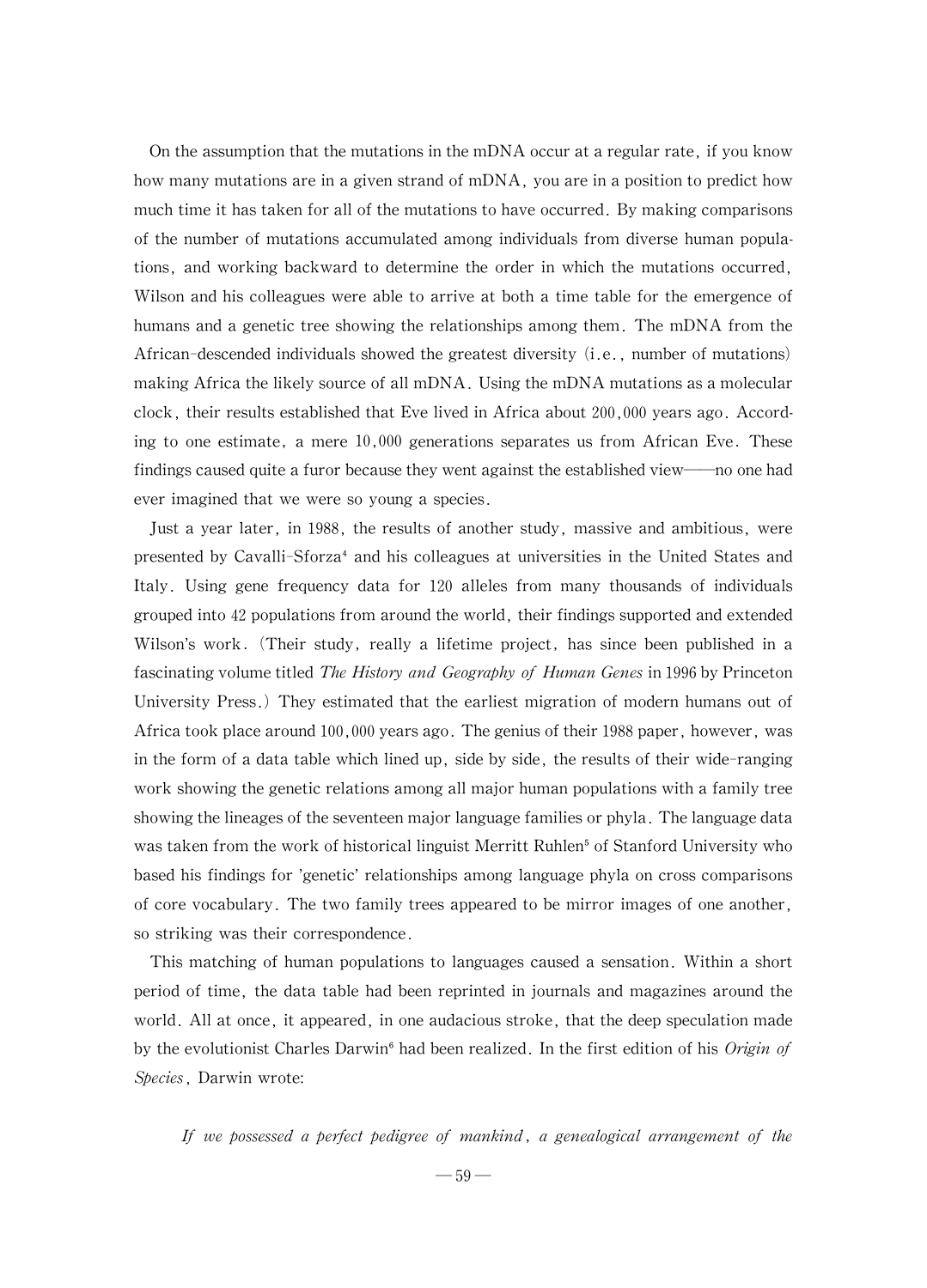On the assumption that the mutations in the mDNA occur at a regular rate, if you know how many mutations are in a given strand of mDNA, you are in a position to predict how much time it has taken for all of the mutations to have occurred. By making comparisons of the number of mutations accumulated among individuals from diverse human populations, and working backward to determine the order in which the mutations occurred, Wilson and his colleagues were able to arrive at both a time table for the emergence of humans and a genetic tree showing the relationships among them. The mDNA from the African-descended individuals showed the greatest diversity (i.e., number of mutations) making Africa the likely source of all mDNA. Using the mDNA mutations as a molecular clock, their results established that Eve lived in Africa about 200,000 years ago. According to one estimate, a mere 10,000 generations separates us from African Eve. These findings caused quite a furor because they went against the established view——no one had ever imagined that we were so young a species.

Just a year later, in 1988, the results of another study, massive and ambitious, were presented by Cavalli-Sforza[4] and his colleagues at universities in the United States and Italy. Using gene frequency data for 120 alleles from many thousands of individuals grouped into 42 populations from around the world, their findings supported and extended Wilson's work. (Their study, really a lifetime project, has since been published in a fascinating volume titled *The History and Geography of Human Genes* in 1996 by Princeton University Press.) They estimated that the earliest migration of modern humans out of Africa took place around 100,000 years ago. The genius of their 1988 paper, however, was in the form of a data table which lined up, side by side, the results of their wide-ranging work showing the genetic relations among all major human populations with a family tree showing the lineages of the seventeen major language families or phyla. The language data was taken from the work of historical linguist Merritt Ruhlen[5] of Stanford University who based his findings for 'genetic' relationships among language phyla on cross comparisons of core vocabulary. The two family trees appeared to be mirror images of one another, so striking was their correspondence.

This matching of human populations to languages caused a sensation. Within a short period of time, the data table had been reprinted in journals and magazines around the world. All at once, it appeared, in one audacious stroke, that the deep speculation made by the evolutionist Charles Darwin[6] had been realized. In the first edition of his *Origin of Species*, Darwin wrote:

> *If we possessed a perfect pedigree of mankind, a genealogical arrangement of the*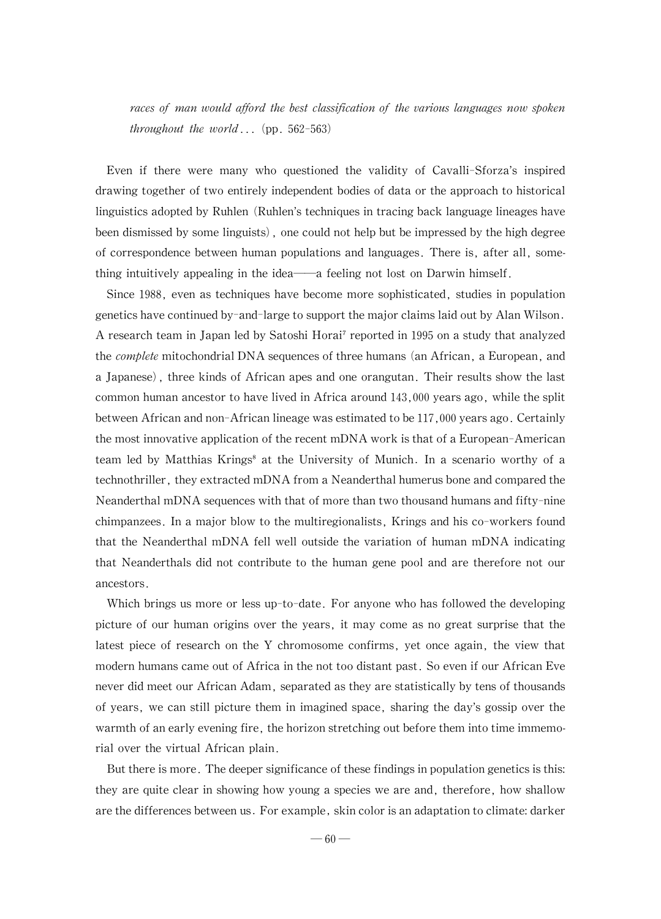> *races of man would afford the best classification of the various languages now spoken throughout the world*... (pp. 562-563)

Even if there were many who questioned the validity of Cavalli-Sforza's inspired drawing together of two entirely independent bodies of data or the approach to historical linguistics adopted by Ruhlen (Ruhlen's techniques in tracing back language lineages have been dismissed by some linguists), one could not help but be impressed by the high degree of correspondence between human populations and languages. There is, after all, something intuitively appealing in the idea——a feeling not lost on Darwin himself.

Since 1988, even as techniques have become more sophisticated, studies in population genetics have continued by-and-large to support the major claims laid out by Alan Wilson. A research team in Japan led by Satoshi Horai[7] reported in 1995 on a study that analyzed the *complete* mitochondrial DNA sequences of three humans (an African, a European, and a Japanese), three kinds of African apes and one orangutan. Their results show the last common human ancestor to have lived in Africa around 143,000 years ago, while the split between African and non-African lineage was estimated to be 117,000 years ago. Certainly the most innovative application of the recent mDNA work is that of a European-American team led by Matthias Krings[8] at the University of Munich. In a scenario worthy of a technothriller, they extracted mDNA from a Neanderthal humerus bone and compared the Neanderthal mDNA sequences with that of more than two thousand humans and fifty-nine chimpanzees. In a major blow to the multiregionalists, Krings and his co-workers found that the Neanderthal mDNA fell well outside the variation of human mDNA indicating that Neanderthals did not contribute to the human gene pool and are therefore not our ancestors.

Which brings us more or less up-to-date. For anyone who has followed the developing picture of our human origins over the years, it may come as no great surprise that the latest piece of research on the Y chromosome confirms, yet once again, the view that modern humans came out of Africa in the not too distant past. So even if our African Eve never did meet our African Adam, separated as they are statistically by tens of thousands of years, we can still picture them in imagined space, sharing the day's gossip over the warmth of an early evening fire, the horizon stretching out before them into time immemorial over the virtual African plain.

But there is more. The deeper significance of these findings in population genetics is this: they are quite clear in showing how young a species we are and, therefore, how shallow are the differences between us. For example, skin color is an adaptation to climate: darker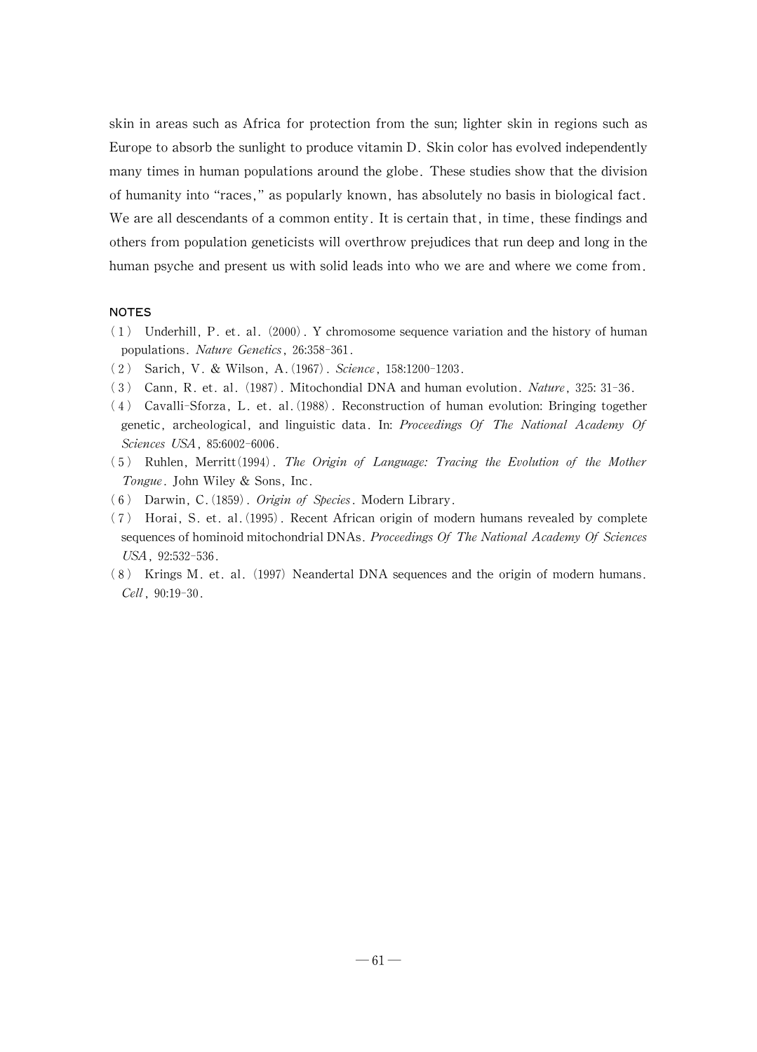skin in areas such as Africa for protection from the sun; lighter skin in regions such as Europe to absorb the sunlight to produce vitamin D. Skin color has evolved independently many times in human populations around the globe. These studies show that the division of humanity into "races," as popularly known, has absolutely no basis in biological fact. We are all descendants of a common entity. It is certain that, in time, these findings and others from population geneticists will overthrow prejudices that run deep and long in the human psyche and present us with solid leads into who we are and where we come from.

## NOTES

(1) Underhill, P. et. al. (2000). Y chromosome sequence variation and the history of human populations. *Nature Genetics*, 26:358-361.

(2) Sarich, V. & Wilson, A. (1967). *Science*, 158:1200-1203.

(3) Cann, R. et. al. (1987). Mitochondial DNA and human evolution. *Nature*, 325: 31-36.

(4) Cavalli-Sforza, L. et. al. (1988). Reconstruction of human evolution: Bringing together genetic, archeological, and linguistic data. In: *Proceedings Of The National Academy Of Sciences USA*, 85:6002-6006.

(5) Ruhlen, Merritt (1994). *The Origin of Language: Tracing the Evolution of the Mother Tongue*. John Wiley & Sons, Inc.

(6) Darwin, C. (1859). *Origin of Species*. Modern Library.

(7) Horai, S. et. al. (1995). Recent African origin of modern humans revealed by complete sequences of hominoid mitochondrial DNAs. *Proceedings Of The National Academy Of Sciences USA*, 92:532-536.

(8) Krings M. et. al. (1997) Neandertal DNA sequences and the origin of modern humans. *Cell*, 90:19-30.